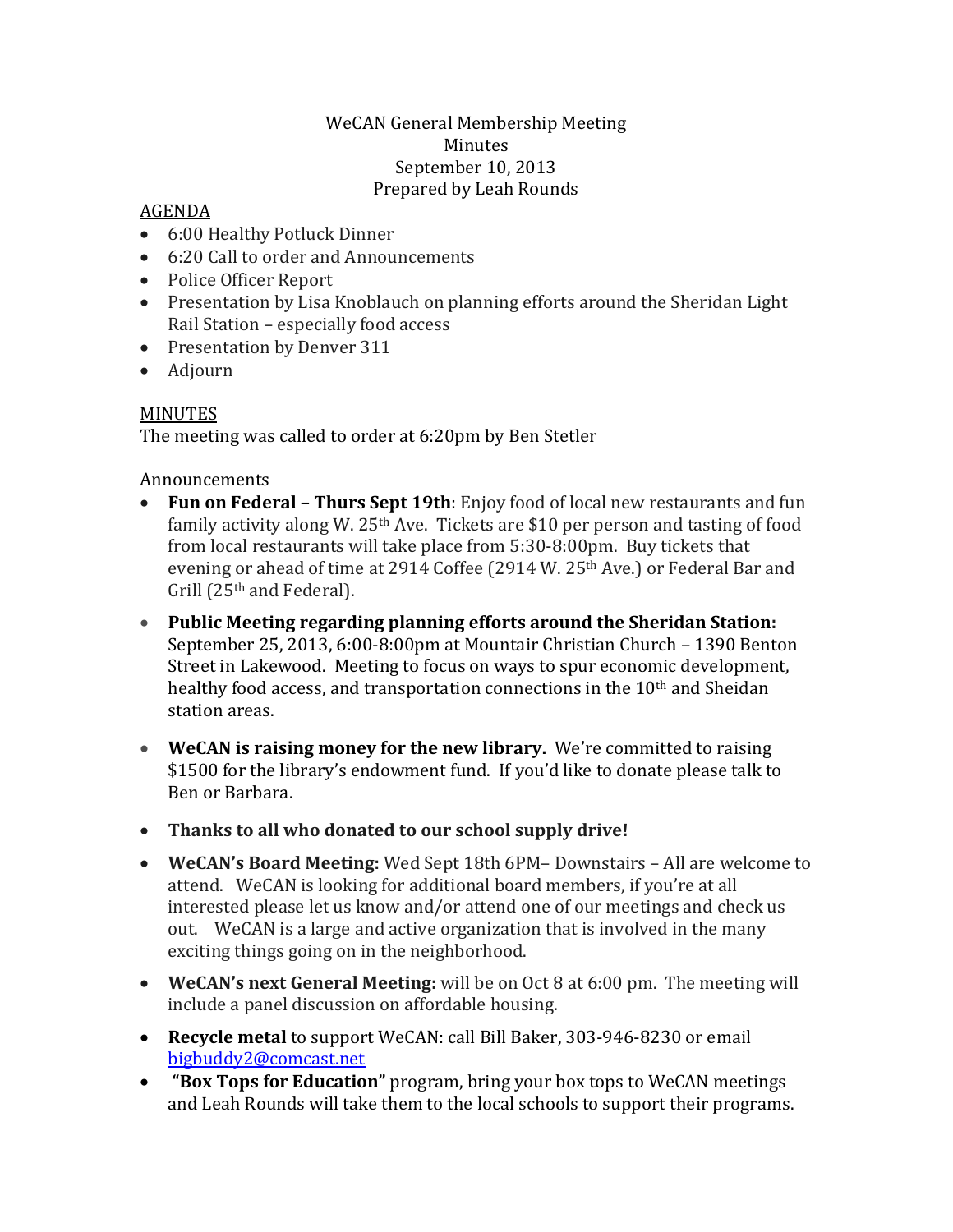WeCAN General Membership Meeting
Minutes
September 10, 2013
Prepared by Leah Rounds

AGENDA

- 6:00 Healthy Potluck Dinner
- 6:20 Call to order and Announcements
- Police Officer Report
- Presentation by Lisa Knoblauch on planning efforts around the Sheridan Light Rail Station – especially food access
- Presentation by Denver 311
- Adjourn

MINUTES

The meeting was called to order at 6:20pm by Ben Stetler

Announcements

- **Fun on Federal – Thurs Sept 19th**: Enjoy food of local new restaurants and fun family activity along W. 25th Ave. Tickets are $10 per person and tasting of food from local restaurants will take place from 5:30-8:00pm. Buy tickets that evening or ahead of time at 2914 Coffee (2914 W. 25th Ave.) or Federal Bar and Grill (25th and Federal).
- **Public Meeting regarding planning efforts around the Sheridan Station:** September 25, 2013, 6:00-8:00pm at Mountair Christian Church – 1390 Benton Street in Lakewood. Meeting to focus on ways to spur economic development, healthy food access, and transportation connections in the 10th and Sheidan station areas.
- **WeCAN is raising money for the new library.** We're committed to raising $1500 for the library's endowment fund. If you'd like to donate please talk to Ben or Barbara.
- **Thanks to all who donated to our school supply drive!**
- **WeCAN's Board Meeting:** Wed Sept 18th 6PM– Downstairs – All are welcome to attend. WeCAN is looking for additional board members, if you're at all interested please let us know and/or attend one of our meetings and check us out. WeCAN is a large and active organization that is involved in the many exciting things going on in the neighborhood.
- **WeCAN's next General Meeting:** will be on Oct 8 at 6:00 pm. The meeting will include a panel discussion on affordable housing.
- **Recycle metal** to support WeCAN: call Bill Baker, 303-946-8230 or email bigbuddy2@comcast.net
- **"Box Tops for Education"** program, bring your box tops to WeCAN meetings and Leah Rounds will take them to the local schools to support their programs.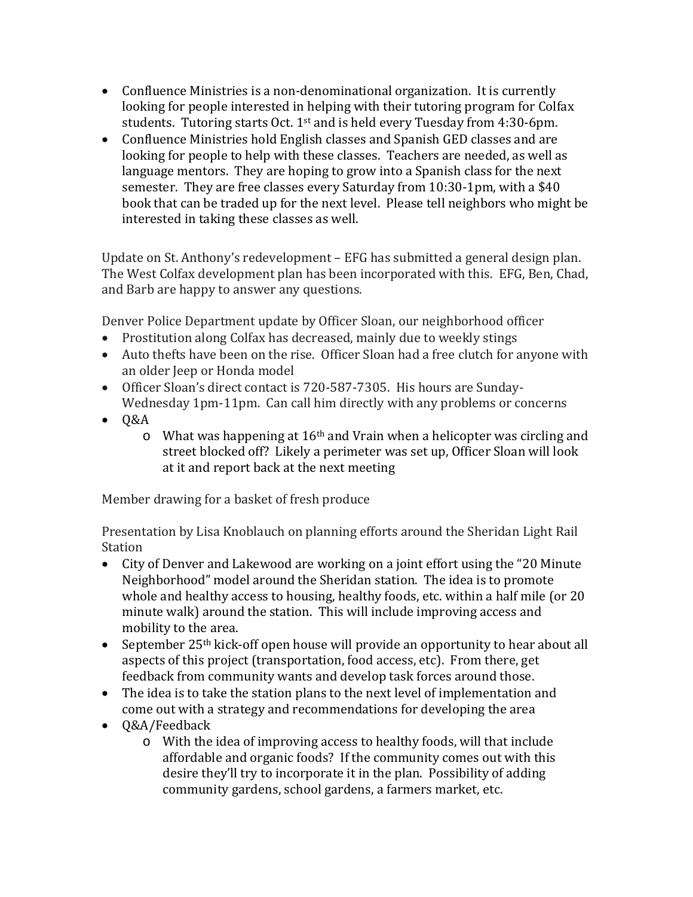- Confluence Ministries is a non-denominational organization. It is currently looking for people interested in helping with their tutoring program for Colfax students. Tutoring starts Oct. 1st and is held every Tuesday from 4:30-6pm.
- Confluence Ministries hold English classes and Spanish GED classes and are looking for people to help with these classes. Teachers are needed, as well as language mentors. They are hoping to grow into a Spanish class for the next semester. They are free classes every Saturday from 10:30-1pm, with a $40 book that can be traded up for the next level. Please tell neighbors who might be interested in taking these classes as well.

Update on St. Anthony's redevelopment – EFG has submitted a general design plan. The West Colfax development plan has been incorporated with this. EFG, Ben, Chad, and Barb are happy to answer any questions.

Denver Police Department update by Officer Sloan, our neighborhood officer

- Prostitution along Colfax has decreased, mainly due to weekly stings
- Auto thefts have been on the rise. Officer Sloan had a free clutch for anyone with an older Jeep or Honda model
- Officer Sloan's direct contact is 720-587-7305. His hours are Sunday-Wednesday 1pm-11pm. Can call him directly with any problems or concerns
- Q&A
  - What was happening at 16th and Vrain when a helicopter was circling and street blocked off? Likely a perimeter was set up, Officer Sloan will look at it and report back at the next meeting

Member drawing for a basket of fresh produce

Presentation by Lisa Knoblauch on planning efforts around the Sheridan Light Rail Station

- City of Denver and Lakewood are working on a joint effort using the "20 Minute Neighborhood" model around the Sheridan station. The idea is to promote whole and healthy access to housing, healthy foods, etc. within a half mile (or 20 minute walk) around the station. This will include improving access and mobility to the area.
- September 25th kick-off open house will provide an opportunity to hear about all aspects of this project (transportation, food access, etc). From there, get feedback from community wants and develop task forces around those.
- The idea is to take the station plans to the next level of implementation and come out with a strategy and recommendations for developing the area
- Q&A/Feedback
  - With the idea of improving access to healthy foods, will that include affordable and organic foods? If the community comes out with this desire they'll try to incorporate it in the plan. Possibility of adding community gardens, school gardens, a farmers market, etc.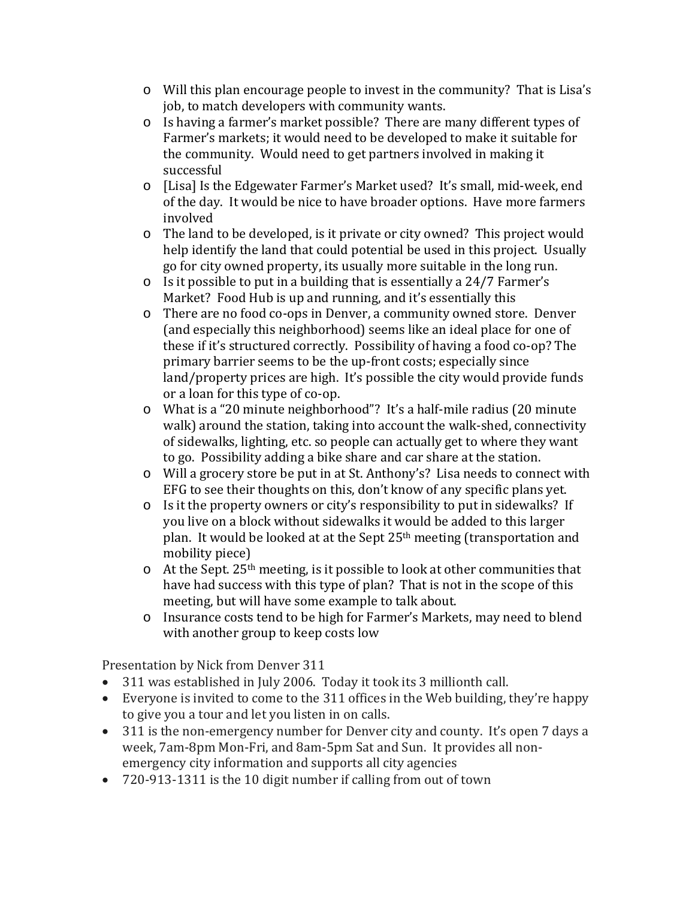- Will this plan encourage people to invest in the community? That is Lisa's job, to match developers with community wants.
- Is having a farmer's market possible? There are many different types of Farmer's markets; it would need to be developed to make it suitable for the community. Would need to get partners involved in making it successful
- [Lisa] Is the Edgewater Farmer's Market used? It's small, mid-week, end of the day. It would be nice to have broader options. Have more farmers involved
- The land to be developed, is it private or city owned? This project would help identify the land that could potential be used in this project. Usually go for city owned property, its usually more suitable in the long run.
- Is it possible to put in a building that is essentially a 24/7 Farmer's Market? Food Hub is up and running, and it's essentially this
- There are no food co-ops in Denver, a community owned store. Denver (and especially this neighborhood) seems like an ideal place for one of these if it's structured correctly. Possibility of having a food co-op? The primary barrier seems to be the up-front costs; especially since land/property prices are high. It's possible the city would provide funds or a loan for this type of co-op.
- What is a "20 minute neighborhood"? It's a half-mile radius (20 minute walk) around the station, taking into account the walk-shed, connectivity of sidewalks, lighting, etc. so people can actually get to where they want to go. Possibility adding a bike share and car share at the station.
- Will a grocery store be put in at St. Anthony's? Lisa needs to connect with EFG to see their thoughts on this, don't know of any specific plans yet.
- Is it the property owners or city's responsibility to put in sidewalks? If you live on a block without sidewalks it would be added to this larger plan. It would be looked at at the Sept 25th meeting (transportation and mobility piece)
- At the Sept. 25th meeting, is it possible to look at other communities that have had success with this type of plan? That is not in the scope of this meeting, but will have some example to talk about.
- Insurance costs tend to be high for Farmer's Markets, may need to blend with another group to keep costs low

Presentation by Nick from Denver 311

- 311 was established in July 2006. Today it took its 3 millionth call.
- Everyone is invited to come to the 311 offices in the Web building, they're happy to give you a tour and let you listen in on calls.
- 311 is the non-emergency number for Denver city and county. It's open 7 days a week, 7am-8pm Mon-Fri, and 8am-5pm Sat and Sun. It provides all non-emergency city information and supports all city agencies
- 720-913-1311 is the 10 digit number if calling from out of town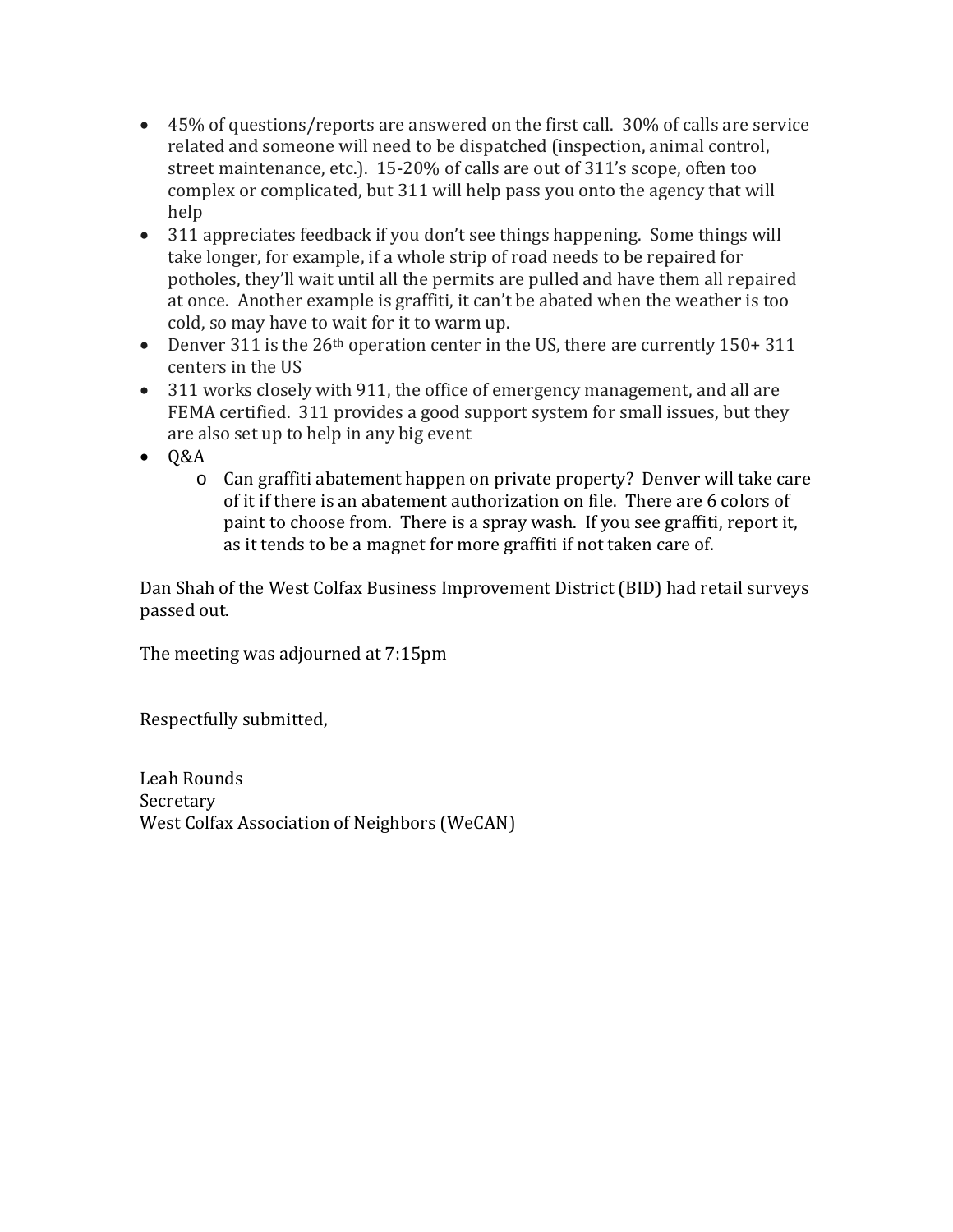- 45% of questions/reports are answered on the first call. 30% of calls are service related and someone will need to be dispatched (inspection, animal control, street maintenance, etc.). 15-20% of calls are out of 311's scope, often too complex or complicated, but 311 will help pass you onto the agency that will help
- 311 appreciates feedback if you don't see things happening. Some things will take longer, for example, if a whole strip of road needs to be repaired for potholes, they'll wait until all the permits are pulled and have them all repaired at once. Another example is graffiti, it can't be abated when the weather is too cold, so may have to wait for it to warm up.
- Denver 311 is the 26th operation center in the US, there are currently 150+ 311 centers in the US
- 311 works closely with 911, the office of emergency management, and all are FEMA certified. 311 provides a good support system for small issues, but they are also set up to help in any big event
- Q&A
  - Can graffiti abatement happen on private property? Denver will take care of it if there is an abatement authorization on file. There are 6 colors of paint to choose from. There is a spray wash. If you see graffiti, report it, as it tends to be a magnet for more graffiti if not taken care of.

Dan Shah of the West Colfax Business Improvement District (BID) had retail surveys passed out.

The meeting was adjourned at 7:15pm

Respectfully submitted,

Leah Rounds
Secretary
West Colfax Association of Neighbors (WeCAN)